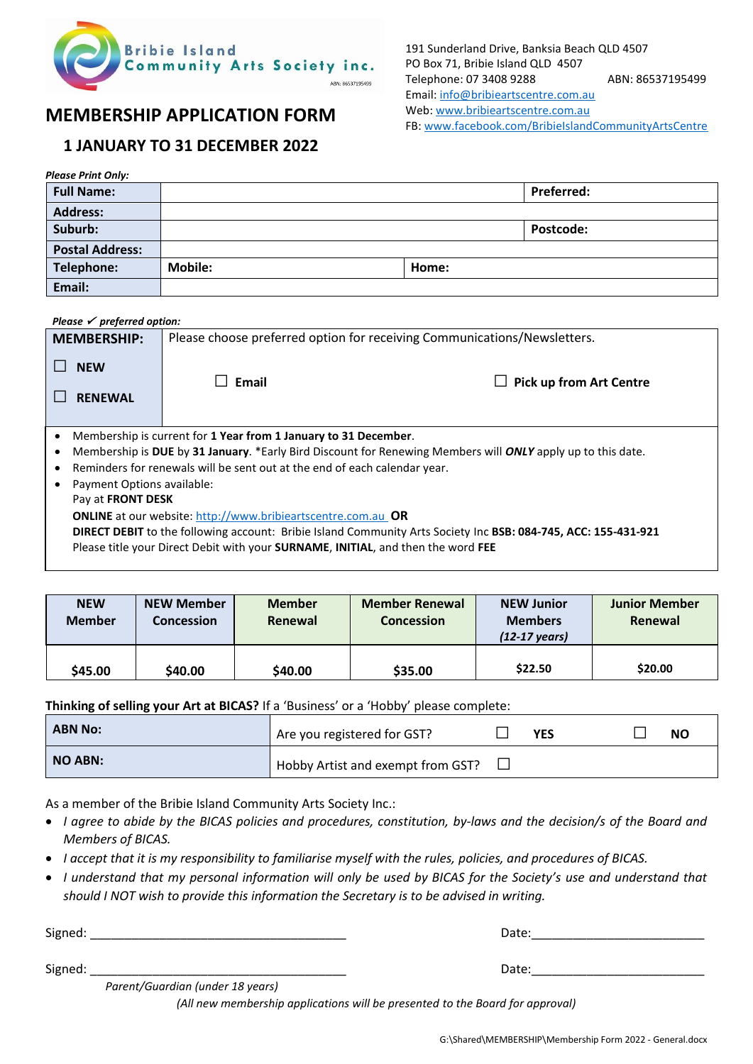Bribie Island Community Arts Society inc.

ABN: 86537195499

191 Sunderland Drive, Banksia Beach QLD 4507
PO Box 71, Bribie Island QLD 4507
Telephone: 07 3408 9288 ABN: 86537195499
Email: info@bribieartscentre.com.au
Web: www.bribieartscentre.com.au
FB: www.facebook.com/BribieIslandCommunityArtsCentre

# MEMBERSHIP APPLICATION FORM

## 1 JANUARY TO 31 DECEMBER 2022

***Please Print Only:***

| **Full Name:** | | **Preferred:** |
|---|---|---|
| **Address:** | | |
| **Suburb:** | | **Postcode:** |
| **Postal Address:** | | |
| **Telephone:** | **Mobile:** | **Home:** |
| **Email:** | | |

***Please ✓ preferred option:***

| **MEMBERSHIP:** | Please choose preferred option for receiving Communications/Newsletters. | |
|---|---|---|
| ☐ **NEW** | ☐ **Email** | ☐ **Pick up from Art Centre** |
| ☐ **RENEWAL** | | |

- Membership is current for **1 Year from 1 January to 31 December**.
- Membership is **DUE** by **31 January**. *Early Bird Discount for Renewing Members will ***ONLY*** apply up to this date.
- Reminders for renewals will be sent out at the end of each calendar year.
- Payment Options available:
  Pay at **FRONT DESK**
  **ONLINE** at our website: http://www.bribieartscentre.com.au **OR**
  **DIRECT DEBIT** to the following account: Bribie Island Community Arts Society Inc **BSB: 084-745, ACC: 155-431-921**
  Please title your Direct Debit with your **SURNAME**, **INITIAL**, and then the word **FEE**

| **NEW Member** | **NEW Member Concession** | **Member Renewal** | **Member Renewal Concession** | **NEW Junior Members** ***(12-17 years)*** | **Junior Member Renewal** |
|---|---|---|---|---|---|
| **$45.00** | **$40.00** | **$40.00** | **$35.00** | **$22.50** | **$20.00** |

**Thinking of selling your Art at BICAS?** If a 'Business' or a 'Hobby' please complete:

| **ABN No:** | Are you registered for GST? | ☐ **YES** | ☐ **NO** |
|---|---|---|---|
| **NO ABN:** | Hobby Artist and exempt from GST? ☐ | | |

As a member of the Bribie Island Community Arts Society Inc.:

- *I agree to abide by the BICAS policies and procedures, constitution, by-laws and the decision/s of the Board and Members of BICAS.*
- *I accept that it is my responsibility to familiarise myself with the rules, policies, and procedures of BICAS.*
- *I understand that my personal information will only be used by BICAS for the Society's use and understand that should I NOT wish to provide this information the Secretary is to be advised in writing.*

Signed: ____________________________________ Date:_________________________

Signed: ____________________________________ Date:_________________________

*Parent/Guardian (under 18 years)*

*(All new membership applications will be presented to the Board for approval)*

G:\Shared\MEMBERSHIP\Membership Form 2022 - General.docx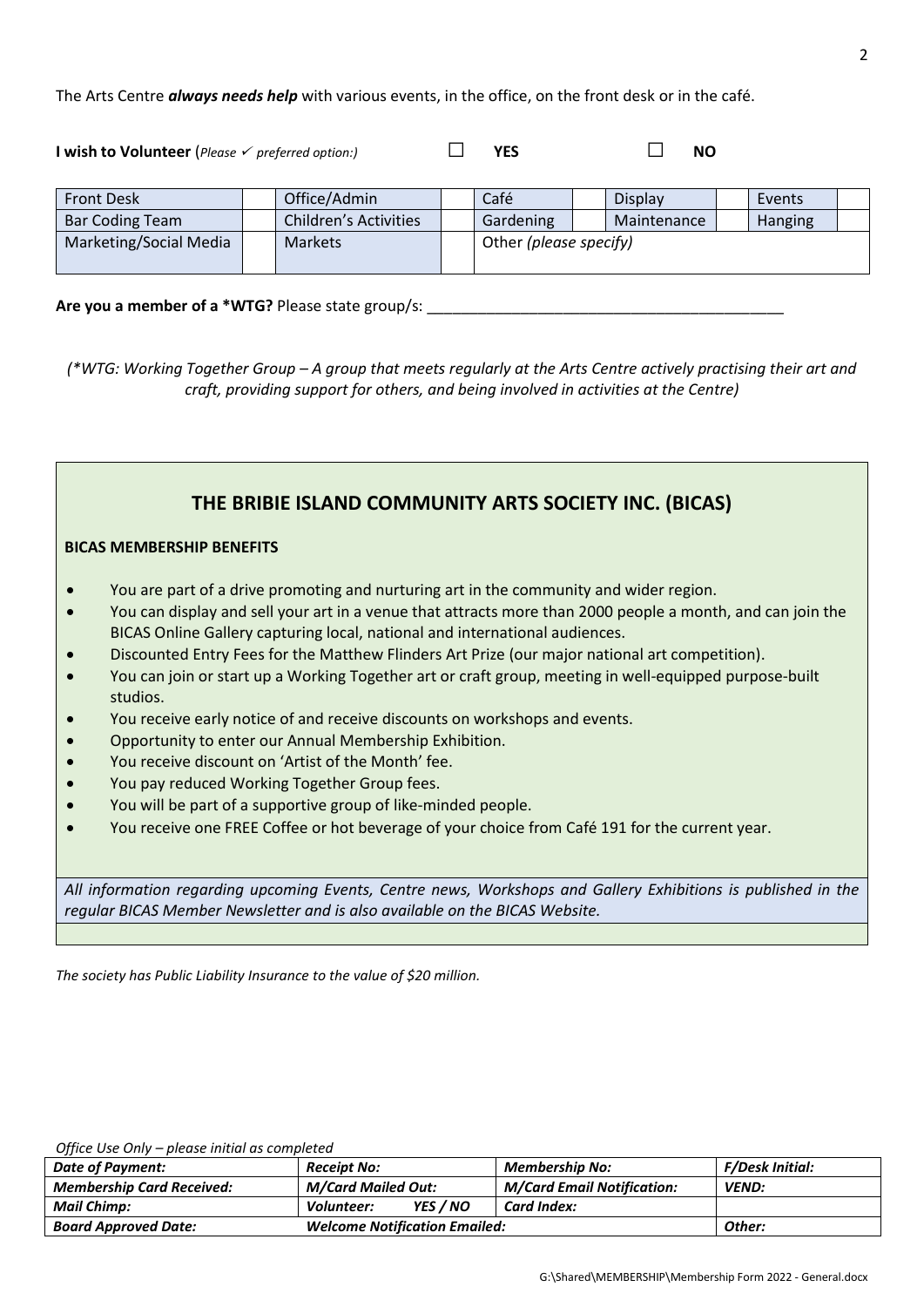The Arts Centre ***always needs help*** with various events, in the office, on the front desk or in the café.

**I wish to Volunteer** (*Please ✓ preferred option:*) ☐ **YES** ☐ **NO**

| | | | | | | | | | |
|---|---|---|---|---|---|---|---|---|---|
| Front Desk | | Office/Admin | | Café | | Display | | Events | |
| Bar Coding Team | | Children's Activities | | Gardening | | Maintenance | | Hanging | |
| Marketing/Social Media | | Markets | | Other *(please specify)* | | | | | |

**Are you a member of a *WTG?** Please state group/s: ___________________________________________

*(*WTG: Working Together Group – A group that meets regularly at the Arts Centre actively practising their art and craft, providing support for others, and being involved in activities at the Centre)*

## THE BRIBIE ISLAND COMMUNITY ARTS SOCIETY INC. (BICAS)

**BICAS MEMBERSHIP BENEFITS**

- You are part of a drive promoting and nurturing art in the community and wider region.
- You can display and sell your art in a venue that attracts more than 2000 people a month, and can join the BICAS Online Gallery capturing local, national and international audiences.
- Discounted Entry Fees for the Matthew Flinders Art Prize (our major national art competition).
- You can join or start up a Working Together art or craft group, meeting in well-equipped purpose-built studios.
- You receive early notice of and receive discounts on workshops and events.
- Opportunity to enter our Annual Membership Exhibition.
- You receive discount on 'Artist of the Month' fee.
- You pay reduced Working Together Group fees.
- You will be part of a supportive group of like-minded people.
- You receive one FREE Coffee or hot beverage of your choice from Café 191 for the current year.

*All information regarding upcoming Events, Centre news, Workshops and Gallery Exhibitions is published in the regular BICAS Member Newsletter and is also available on the BICAS Website.*

*The society has Public Liability Insurance to the value of $20 million.*

*Office Use Only – please initial as completed*

| | | | |
|---|---|---|---|
| ***Date of Payment:*** | ***Receipt No:*** | ***Membership No:*** | ***F/Desk Initial:*** |
| ***Membership Card Received:*** | ***M/Card Mailed Out:*** | ***M/Card Email Notification:*** | ***VEND:*** |
| ***Mail Chimp:*** | ***Volunteer: YES / NO*** | ***Card Index:*** | |
| ***Board Approved Date:*** | ***Welcome Notification Emailed:*** | | ***Other:*** |

G:\Shared\MEMBERSHIP\Membership Form 2022 - General.docx